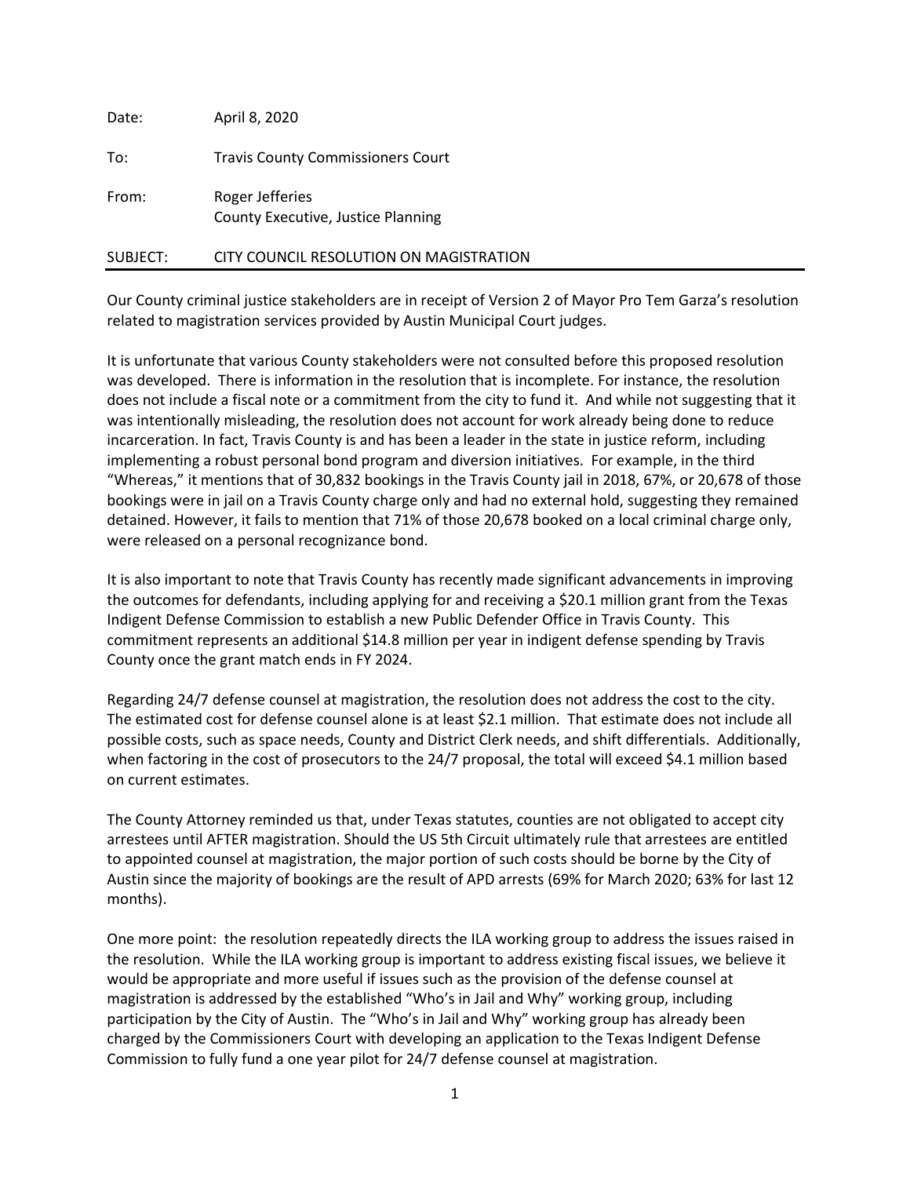Date: April 8, 2020

To: Travis County Commissioners Court

From: Roger Jefferies
County Executive, Justice Planning

SUBJECT: CITY COUNCIL RESOLUTION ON MAGISTRATION

---

Our County criminal justice stakeholders are in receipt of Version 2 of Mayor Pro Tem Garza's resolution related to magistration services provided by Austin Municipal Court judges.

It is unfortunate that various County stakeholders were not consulted before this proposed resolution was developed. There is information in the resolution that is incomplete. For instance, the resolution does not include a fiscal note or a commitment from the city to fund it. And while not suggesting that it was intentionally misleading, the resolution does not account for work already being done to reduce incarceration. In fact, Travis County is and has been a leader in the state in justice reform, including implementing a robust personal bond program and diversion initiatives. For example, in the third "Whereas," it mentions that of 30,832 bookings in the Travis County jail in 2018, 67%, or 20,678 of those bookings were in jail on a Travis County charge only and had no external hold, suggesting they remained detained. However, it fails to mention that 71% of those 20,678 booked on a local criminal charge only, were released on a personal recognizance bond.

It is also important to note that Travis County has recently made significant advancements in improving the outcomes for defendants, including applying for and receiving a $20.1 million grant from the Texas Indigent Defense Commission to establish a new Public Defender Office in Travis County. This commitment represents an additional $14.8 million per year in indigent defense spending by Travis County once the grant match ends in FY 2024.

Regarding 24/7 defense counsel at magistration, the resolution does not address the cost to the city. The estimated cost for defense counsel alone is at least $2.1 million. That estimate does not include all possible costs, such as space needs, County and District Clerk needs, and shift differentials. Additionally, when factoring in the cost of prosecutors to the 24/7 proposal, the total will exceed $4.1 million based on current estimates.

The County Attorney reminded us that, under Texas statutes, counties are not obligated to accept city arrestees until AFTER magistration. Should the US 5th Circuit ultimately rule that arrestees are entitled to appointed counsel at magistration, the major portion of such costs should be borne by the City of Austin since the majority of bookings are the result of APD arrests (69% for March 2020; 63% for last 12 months).

One more point: the resolution repeatedly directs the ILA working group to address the issues raised in the resolution. While the ILA working group is important to address existing fiscal issues, we believe it would be appropriate and more useful if issues such as the provision of the defense counsel at magistration is addressed by the established "Who's in Jail and Why" working group, including participation by the City of Austin. The "Who's in Jail and Why" working group has already been charged by the Commissioners Court with developing an application to the Texas Indigent Defense Commission to fully fund a one year pilot for 24/7 defense counsel at magistration.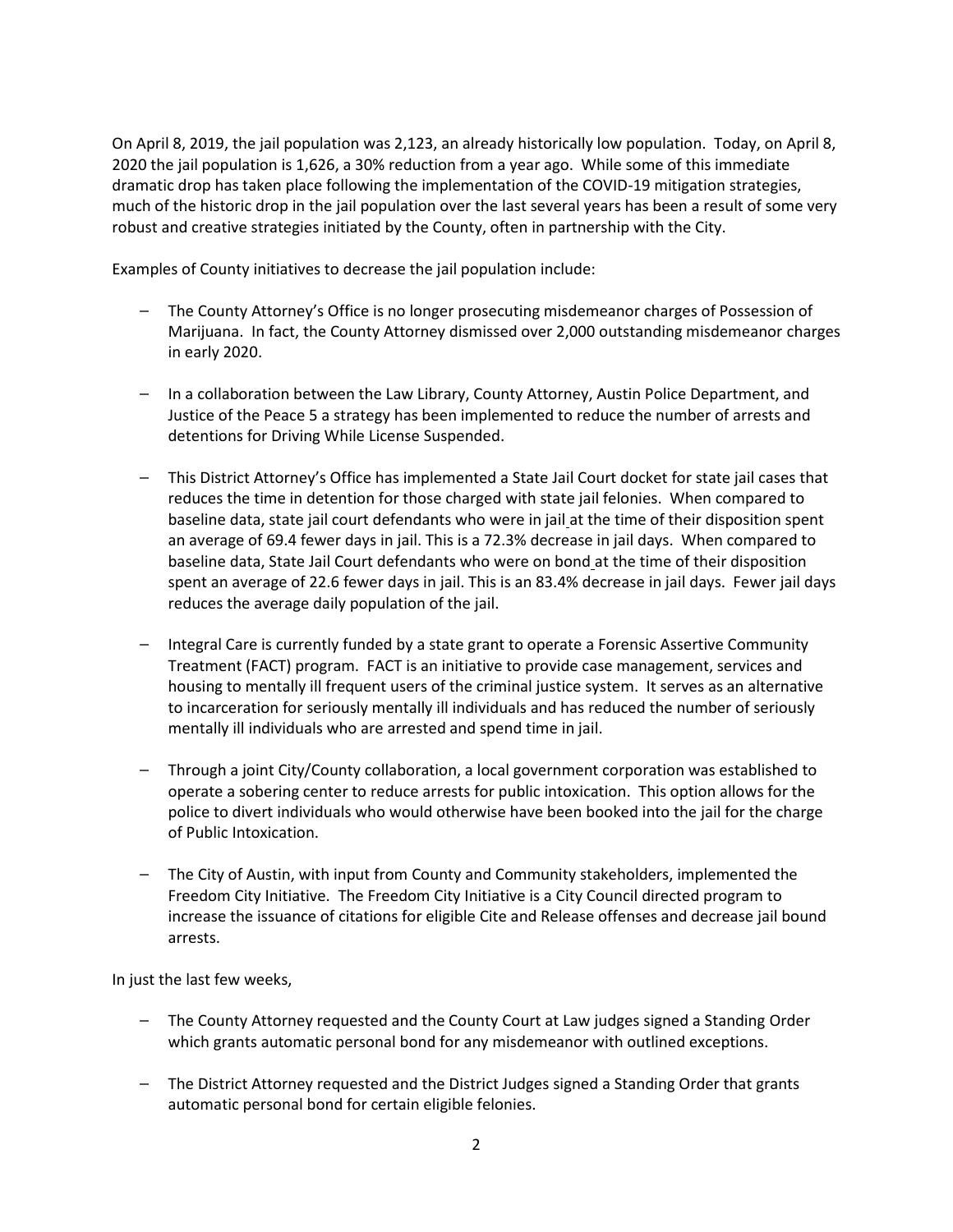On April 8, 2019, the jail population was 2,123, an already historically low population. Today, on April 8, 2020 the jail population is 1,626, a 30% reduction from a year ago. While some of this immediate dramatic drop has taken place following the implementation of the COVID-19 mitigation strategies, much of the historic drop in the jail population over the last several years has been a result of some very robust and creative strategies initiated by the County, often in partnership with the City.

Examples of County initiatives to decrease the jail population include:

- The County Attorney's Office is no longer prosecuting misdemeanor charges of Possession of Marijuana. In fact, the County Attorney dismissed over 2,000 outstanding misdemeanor charges in early 2020.

- In a collaboration between the Law Library, County Attorney, Austin Police Department, and Justice of the Peace 5 a strategy has been implemented to reduce the number of arrests and detentions for Driving While License Suspended.

- This District Attorney's Office has implemented a State Jail Court docket for state jail cases that reduces the time in detention for those charged with state jail felonies. When compared to baseline data, state jail court defendants who were in jail at the time of their disposition spent an average of 69.4 fewer days in jail. This is a 72.3% decrease in jail days. When compared to baseline data, State Jail Court defendants who were on bond at the time of their disposition spent an average of 22.6 fewer days in jail. This is an 83.4% decrease in jail days. Fewer jail days reduces the average daily population of the jail.

- Integral Care is currently funded by a state grant to operate a Forensic Assertive Community Treatment (FACT) program. FACT is an initiative to provide case management, services and housing to mentally ill frequent users of the criminal justice system. It serves as an alternative to incarceration for seriously mentally ill individuals and has reduced the number of seriously mentally ill individuals who are arrested and spend time in jail.

- Through a joint City/County collaboration, a local government corporation was established to operate a sobering center to reduce arrests for public intoxication. This option allows for the police to divert individuals who would otherwise have been booked into the jail for the charge of Public Intoxication.

- The City of Austin, with input from County and Community stakeholders, implemented the Freedom City Initiative. The Freedom City Initiative is a City Council directed program to increase the issuance of citations for eligible Cite and Release offenses and decrease jail bound arrests.

In just the last few weeks,

- The County Attorney requested and the County Court at Law judges signed a Standing Order which grants automatic personal bond for any misdemeanor with outlined exceptions.

- The District Attorney requested and the District Judges signed a Standing Order that grants automatic personal bond for certain eligible felonies.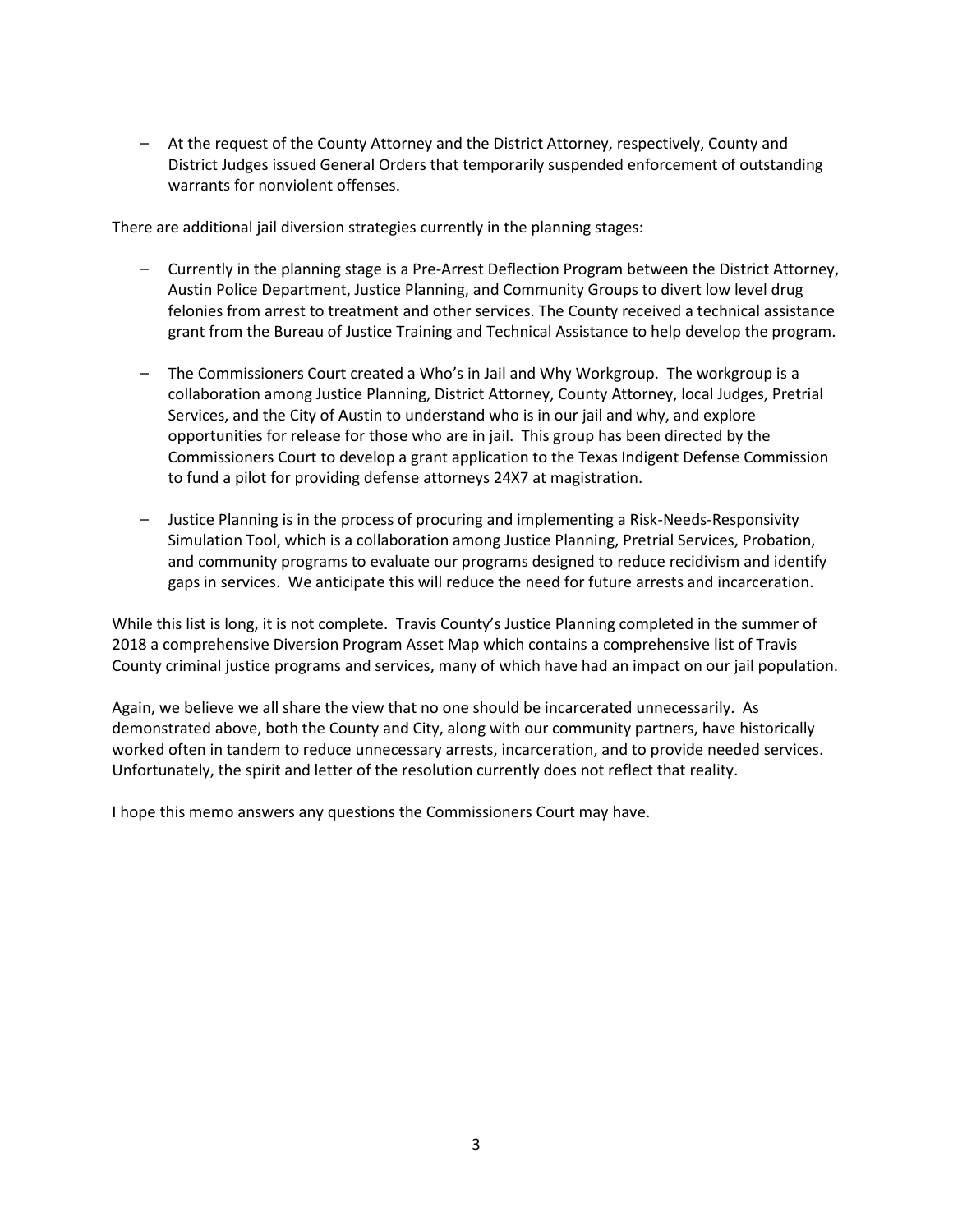– At the request of the County Attorney and the District Attorney, respectively, County and District Judges issued General Orders that temporarily suspended enforcement of outstanding warrants for nonviolent offenses.

There are additional jail diversion strategies currently in the planning stages:

– Currently in the planning stage is a Pre-Arrest Deflection Program between the District Attorney, Austin Police Department, Justice Planning, and Community Groups to divert low level drug felonies from arrest to treatment and other services. The County received a technical assistance grant from the Bureau of Justice Training and Technical Assistance to help develop the program.

– The Commissioners Court created a Who's in Jail and Why Workgroup. The workgroup is a collaboration among Justice Planning, District Attorney, County Attorney, local Judges, Pretrial Services, and the City of Austin to understand who is in our jail and why, and explore opportunities for release for those who are in jail. This group has been directed by the Commissioners Court to develop a grant application to the Texas Indigent Defense Commission to fund a pilot for providing defense attorneys 24X7 at magistration.

– Justice Planning is in the process of procuring and implementing a Risk-Needs-Responsivity Simulation Tool, which is a collaboration among Justice Planning, Pretrial Services, Probation, and community programs to evaluate our programs designed to reduce recidivism and identify gaps in services. We anticipate this will reduce the need for future arrests and incarceration.

While this list is long, it is not complete. Travis County's Justice Planning completed in the summer of 2018 a comprehensive Diversion Program Asset Map which contains a comprehensive list of Travis County criminal justice programs and services, many of which have had an impact on our jail population.

Again, we believe we all share the view that no one should be incarcerated unnecessarily. As demonstrated above, both the County and City, along with our community partners, have historically worked often in tandem to reduce unnecessary arrests, incarceration, and to provide needed services. Unfortunately, the spirit and letter of the resolution currently does not reflect that reality.

I hope this memo answers any questions the Commissioners Court may have.